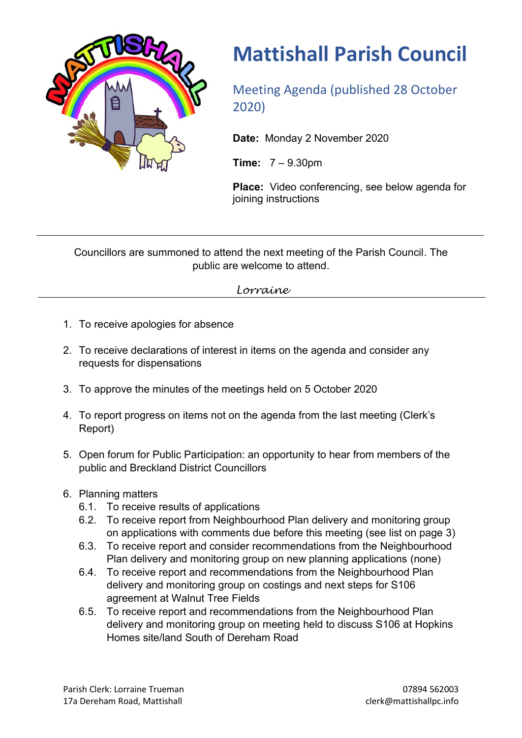# Mattishall Parish Council

## Meeting Agenda (published 28 October 2020)

**Date:** Monday 2 November 2020

**Time:** 7 – 9.30pm

**Place:** Video conferencing, see below agenda for joining instructions

---

Councillors are summoned to attend the next meeting of the Parish Council. The public are welcome to attend.

*Lorraine*

---

1. To receive apologies for absence
2. To receive declarations of interest in items on the agenda and consider any requests for dispensations
3. To approve the minutes of the meetings held on 5 October 2020
4. To report progress on items not on the agenda from the last meeting (Clerk's Report)
5. Open forum for Public Participation: an opportunity to hear from members of the public and Breckland District Councillors
6. Planning matters
   - 6.1. To receive results of applications
   - 6.2. To receive report from Neighbourhood Plan delivery and monitoring group on applications with comments due before this meeting (see list on page 3)
   - 6.3. To receive report and consider recommendations from the Neighbourhood Plan delivery and monitoring group on new planning applications (none)
   - 6.4. To receive report and recommendations from the Neighbourhood Plan delivery and monitoring group on costings and next steps for S106 agreement at Walnut Tree Fields
   - 6.5. To receive report and recommendations from the Neighbourhood Plan delivery and monitoring group on meeting held to discuss S106 at Hopkins Homes site/land South of Dereham Road

Parish Clerk: Lorraine Trueman
17a Dereham Road, Mattishall

07894 562003
clerk@mattishallpc.info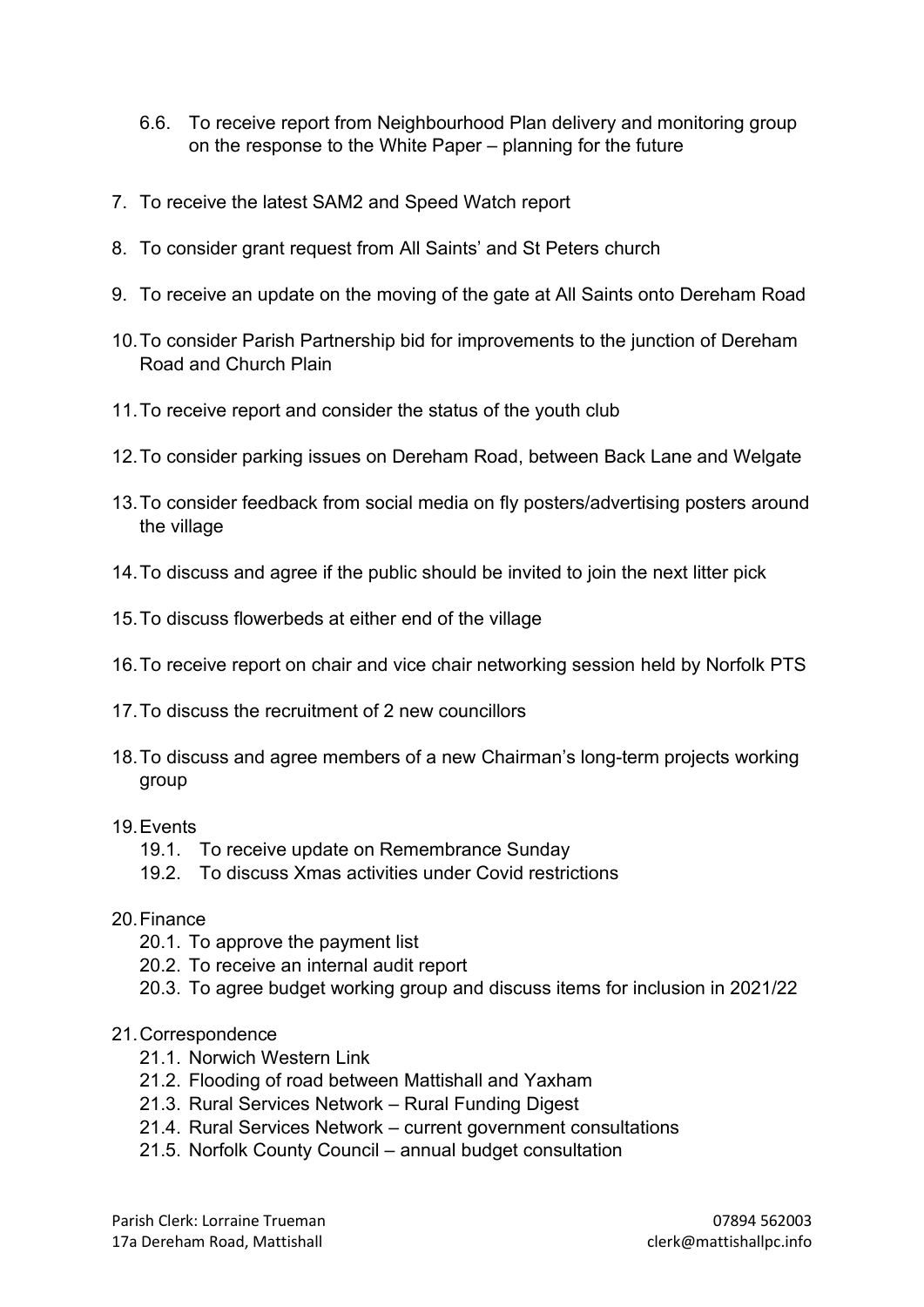6.6. To receive report from Neighbourhood Plan delivery and monitoring group on the response to the White Paper – planning for the future

7. To receive the latest SAM2 and Speed Watch report

8. To consider grant request from All Saints' and St Peters church

9. To receive an update on the moving of the gate at All Saints onto Dereham Road

10. To consider Parish Partnership bid for improvements to the junction of Dereham Road and Church Plain

11. To receive report and consider the status of the youth club

12. To consider parking issues on Dereham Road, between Back Lane and Welgate

13. To consider feedback from social media on fly posters/advertising posters around the village

14. To discuss and agree if the public should be invited to join the next litter pick

15. To discuss flowerbeds at either end of the village

16. To receive report on chair and vice chair networking session held by Norfolk PTS

17. To discuss the recruitment of 2 new councillors

18. To discuss and agree members of a new Chairman's long-term projects working group

19. Events
    - 19.1. To receive update on Remembrance Sunday
    - 19.2. To discuss Xmas activities under Covid restrictions

20. Finance
    - 20.1. To approve the payment list
    - 20.2. To receive an internal audit report
    - 20.3. To agree budget working group and discuss items for inclusion in 2021/22

21. Correspondence
    - 21.1. Norwich Western Link
    - 21.2. Flooding of road between Mattishall and Yaxham
    - 21.3. Rural Services Network – Rural Funding Digest
    - 21.4. Rural Services Network – current government consultations
    - 21.5. Norfolk County Council – annual budget consultation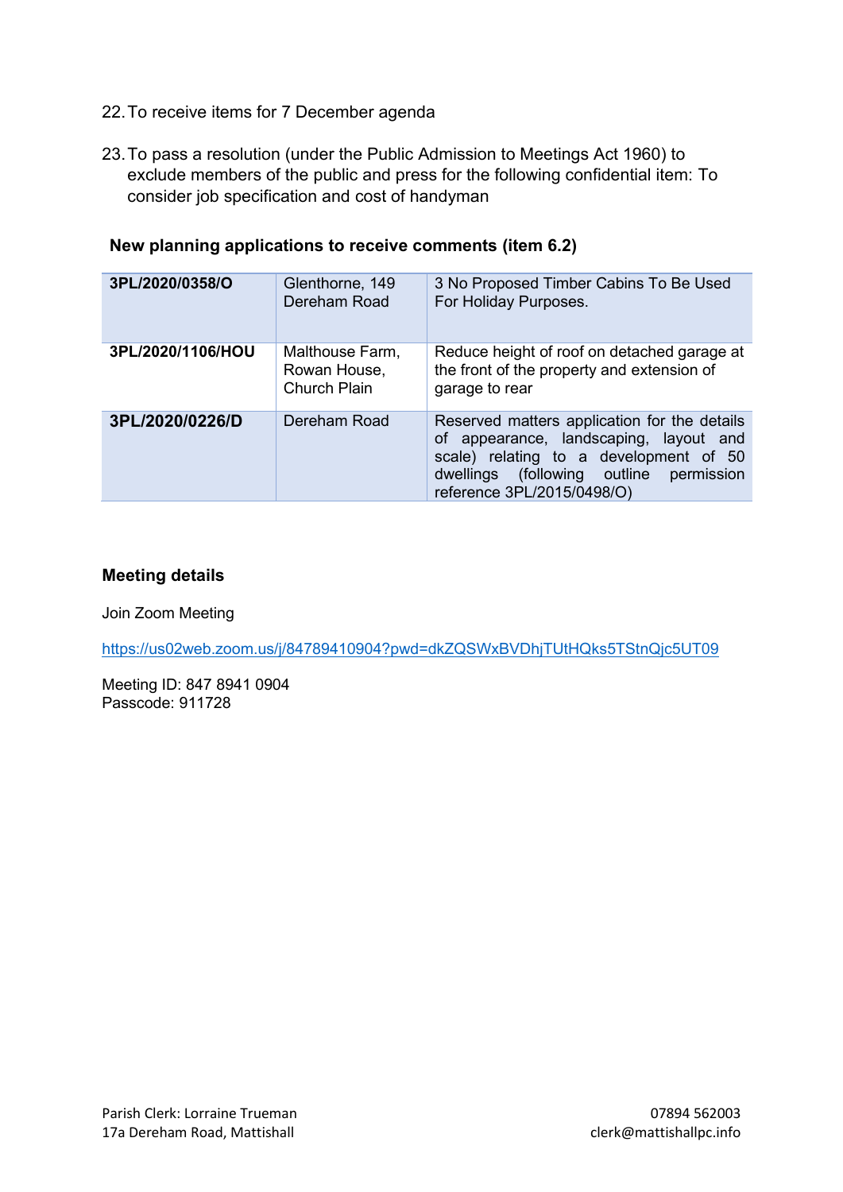22. To receive items for 7 December agenda

23. To pass a resolution (under the Public Admission to Meetings Act 1960) to exclude members of the public and press for the following confidential item: To consider job specification and cost of handyman

**New planning applications to receive comments (item 6.2)**

| | | |
|---|---|---|
| **3PL/2020/0358/O** | Glenthorne, 149 Dereham Road | 3 No Proposed Timber Cabins To Be Used For Holiday Purposes. |
| **3PL/2020/1106/HOU** | Malthouse Farm, Rowan House, Church Plain | Reduce height of roof on detached garage at the front of the property and extension of garage to rear |
| **3PL/2020/0226/D** | Dereham Road | Reserved matters application for the details of appearance, landscaping, layout and scale) relating to a development of 50 dwellings (following outline permission reference 3PL/2015/0498/O) |

**Meeting details**

Join Zoom Meeting

https://us02web.zoom.us/j/84789410904?pwd=dkZQSWxBVDhjTUtHQks5TStnQjc5UT09

Meeting ID: 847 8941 0904
Passcode: 911728

Parish Clerk: Lorraine Trueman
17a Dereham Road, Mattishall

07894 562003
clerk@mattishallpc.info